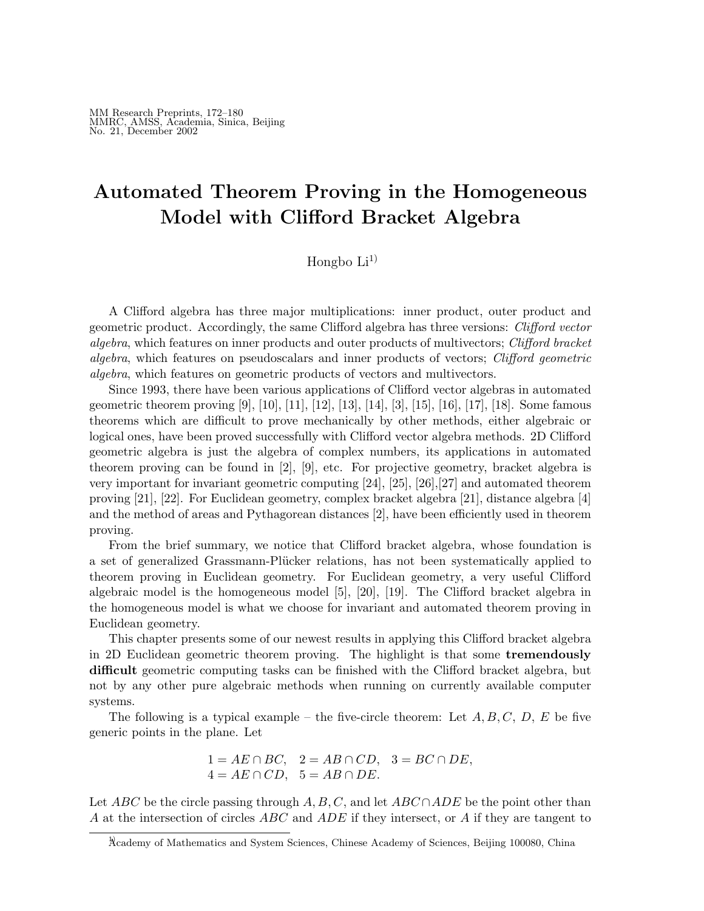# Automated Theorem Proving in the Homogeneous Model with Clifford Bracket Algebra

Hongbo Li[1)]

A Clifford algebra has three major multiplications: inner product, outer product and geometric product. Accordingly, the same Clifford algebra has three versions: *Clifford vector algebra*, which features on inner products and outer products of multivectors; *Clifford bracket algebra*, which features on pseudoscalars and inner products of vectors; *Clifford geometric algebra*, which features on geometric products of vectors and multivectors.

Since 1993, there have been various applications of Clifford vector algebras in automated geometric theorem proving [9], [10], [11], [12], [13], [14], [3], [15], [16], [17], [18]. Some famous theorems which are difficult to prove mechanically by other methods, either algebraic or logical ones, have been proved successfully with Clifford vector algebra methods. 2D Clifford geometric algebra is just the algebra of complex numbers, its applications in automated theorem proving can be found in [2], [9], etc. For projective geometry, bracket algebra is very important for invariant geometric computing [24], [25], [26],[27] and automated theorem proving [21], [22]. For Euclidean geometry, complex bracket algebra [21], distance algebra [4] and the method of areas and Pythagorean distances [2], have been efficiently used in theorem proving.

From the brief summary, we notice that Clifford bracket algebra, whose foundation is a set of generalized Grassmann-Plücker relations, has not been systematically applied to theorem proving in Euclidean geometry. For Euclidean geometry, a very useful Clifford algebraic model is the homogeneous model [5], [20], [19]. The Clifford bracket algebra in the homogeneous model is what we choose for invariant and automated theorem proving in Euclidean geometry.

This chapter presents some of our newest results in applying this Clifford bracket algebra in 2D Euclidean geometric theorem proving. The highlight is that some **tremendously difficult** geometric computing tasks can be finished with the Clifford bracket algebra, but not by any other pure algebraic methods when running on currently available computer systems.

The following is a typical example – the five-circle theorem: Let $A, B, C, D, E$ be five generic points in the plane. Let

$$
\begin{aligned}
&1 = AE \cap BC, \quad 2 = AB \cap CD, \quad 3 = BC \cap DE, \\
&4 = AE \cap CD, \quad 5 = AB \cap DE.
\end{aligned}
$$

Let $ABC$ be the circle passing through $A, B, C$, and let $ABC \cap ADE$ be the point other than $A$ at the intersection of circles $ABC$ and $ADE$ if they intersect, or $A$ if they are tangent to

1) Academy of Mathematics and System Sciences, Chinese Academy of Sciences, Beijing 100080, China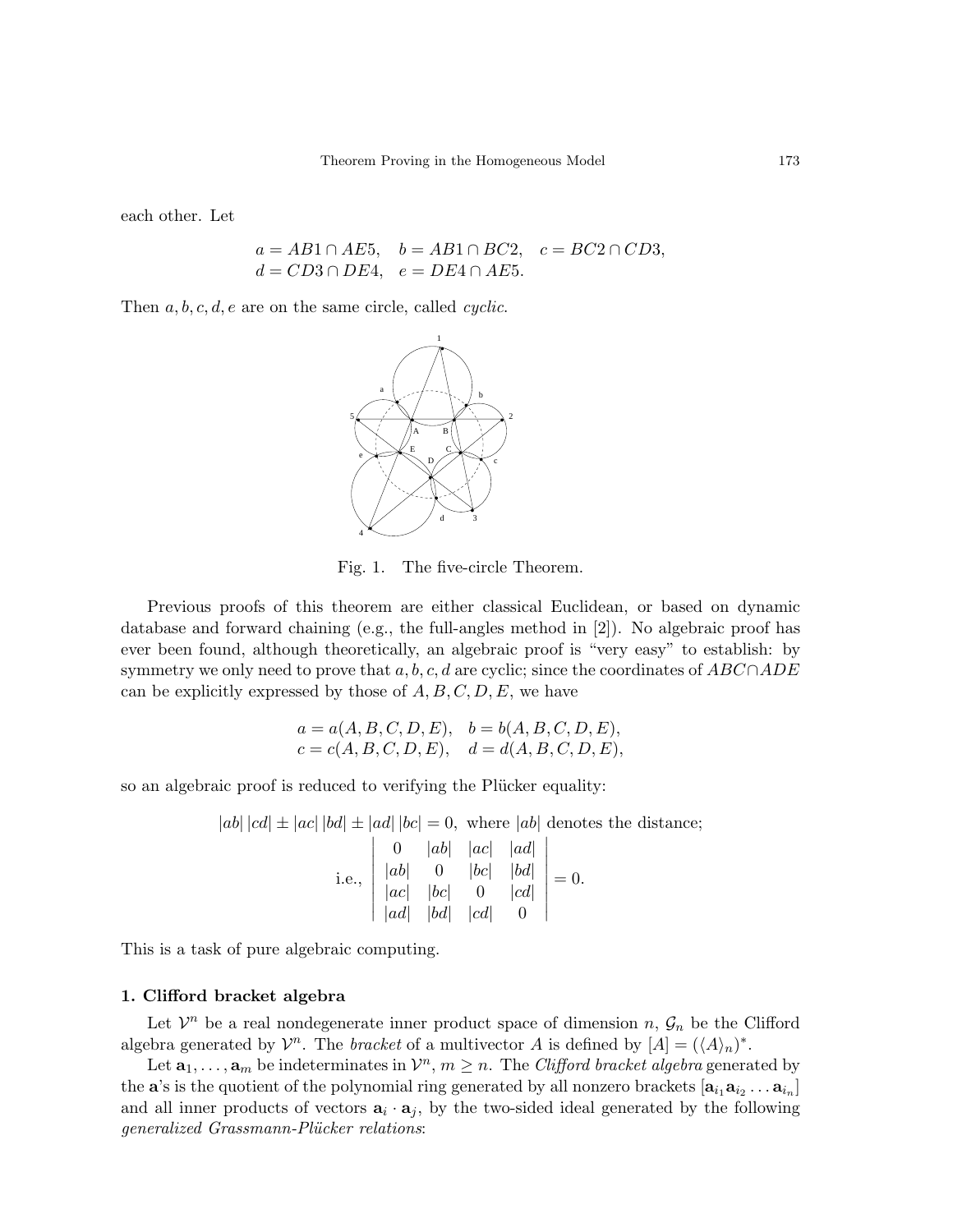each other. Let

$$a = AB1 \cap AE5, \quad b = AB1 \cap BC2, \quad c = BC2 \cap CD3,$$
$$d = CD3 \cap DE4, \quad e = DE4 \cap AE5.$$

Then $a, b, c, d, e$ are on the same circle, called *cyclic*.

Fig. 1. The five-circle Theorem.

Previous proofs of this theorem are either classical Euclidean, or based on dynamic database and forward chaining (e.g., the full-angles method in [2]). No algebraic proof has ever been found, although theoretically, an algebraic proof is "very easy" to establish: by symmetry we only need to prove that $a, b, c, d$ are cyclic; since the coordinates of $ABC \cap ADE$ can be explicitly expressed by those of $A, B, C, D, E$, we have

$$a = a(A, B, C, D, E), \quad b = b(A, B, C, D, E),$$
$$c = c(A, B, C, D, E), \quad d = d(A, B, C, D, E),$$

so an algebraic proof is reduced to verifying the Plücker equality:

$$|ab|\,|cd| \pm |ac|\,|bd| \pm |ad|\,|bc| = 0, \text{ where } |ab| \text{ denotes the distance;}$$

$$\text{i.e., } \begin{vmatrix} 0 & |ab| & |ac| & |ad| \\ |ab| & 0 & |bc| & |bd| \\ |ac| & |bc| & 0 & |cd| \\ |ad| & |bd| & |cd| & 0 \end{vmatrix} = 0.$$

This is a task of pure algebraic computing.

### 1. Clifford bracket algebra

Let $\mathcal{V}^n$ be a real nondegenerate inner product space of dimension $n$, $\mathcal{G}_n$ be the Clifford algebra generated by $\mathcal{V}^n$. The *bracket* of a multivector $A$ is defined by $[A] = (\langle A \rangle_n)^*$.

Let $\mathbf{a}_1, \ldots, \mathbf{a}_m$ be indeterminates in $\mathcal{V}^n$, $m \geq n$. The *Clifford bracket algebra* generated by the $\mathbf{a}$'s is the quotient of the polynomial ring generated by all nonzero brackets $[\mathbf{a}_{i_1} \mathbf{a}_{i_2} \ldots \mathbf{a}_{i_n}]$ and all inner products of vectors $\mathbf{a}_i \cdot \mathbf{a}_j$, by the two-sided ideal generated by the following *generalized Grassmann-Plücker relations*: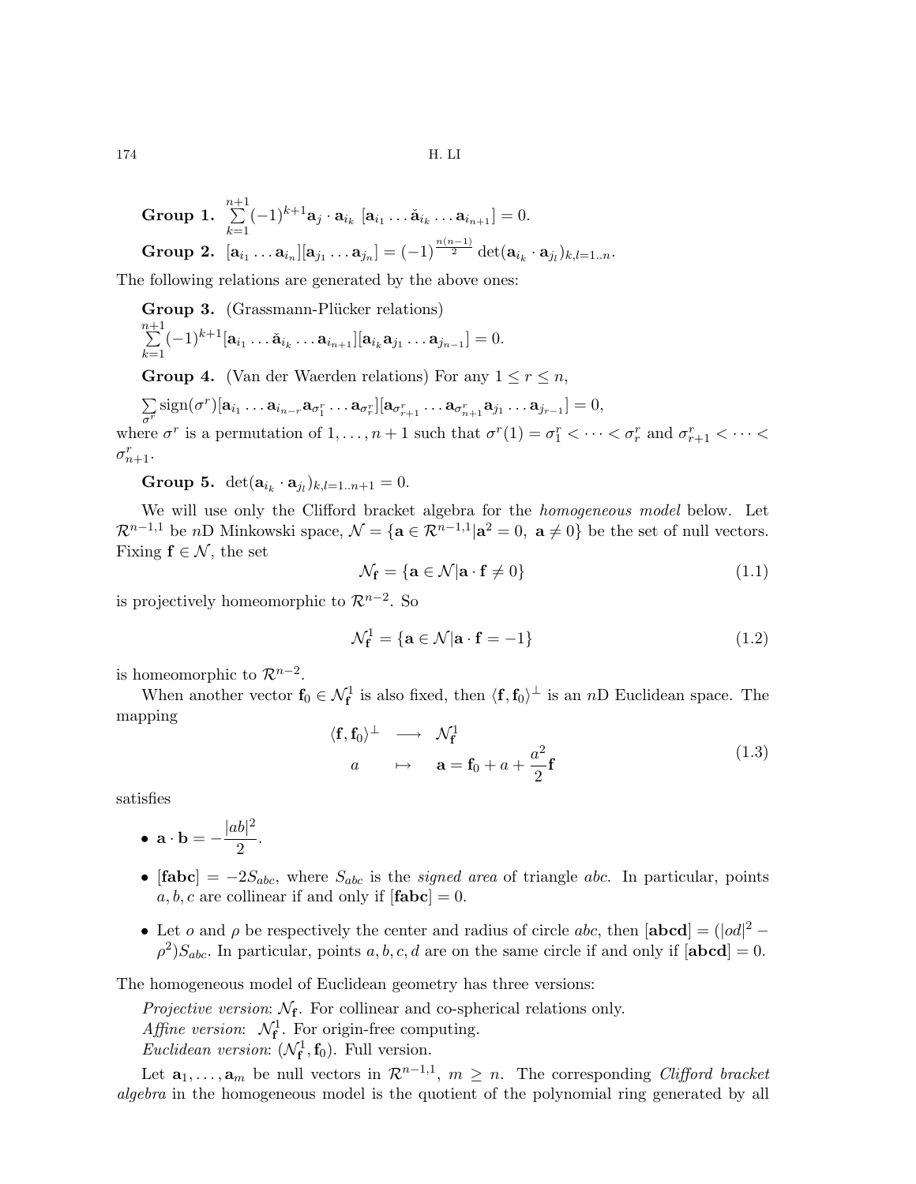**Group 1.** $\sum_{k=1}^{n+1}(-1)^{k+1}\mathbf{a}_j\cdot\mathbf{a}_{i_k}\ [\mathbf{a}_{i_1}\ldots\check{\mathbf{a}}_{i_k}\ldots\mathbf{a}_{i_{n+1}}]=0.$

**Group 2.** $[\mathbf{a}_{i_1}\ldots\mathbf{a}_{i_n}][\mathbf{a}_{j_1}\ldots\mathbf{a}_{j_n}]=(-1)^{\frac{n(n-1)}{2}}\det(\mathbf{a}_{i_k}\cdot\mathbf{a}_{j_l})_{k,l=1..n}.$

The following relations are generated by the above ones:

**Group 3.** (Grassmann-Plücker relations)
$\sum_{k=1}^{n+1}(-1)^{k+1}[\mathbf{a}_{i_1}\ldots\check{\mathbf{a}}_{i_k}\ldots\mathbf{a}_{i_{n+1}}][\mathbf{a}_{i_k}\mathbf{a}_{j_1}\ldots\mathbf{a}_{j_{n-1}}]=0.$

**Group 4.** (Van der Waerden relations) For any $1\le r\le n$,

$\sum_{\sigma^r}\mathrm{sign}(\sigma^r)[\mathbf{a}_{i_1}\ldots\mathbf{a}_{i_{n-r}}\mathbf{a}_{\sigma^r_1}\ldots\mathbf{a}_{\sigma^r_r}][\mathbf{a}_{\sigma^r_{r+1}}\ldots\mathbf{a}_{\sigma^r_{n+1}}\mathbf{a}_{j_1}\ldots\mathbf{a}_{j_{r-1}}]=0,$
where $\sigma^r$ is a permutation of $1,\ldots,n+1$ such that $\sigma^r(1)=\sigma^r_1<\cdots<\sigma^r_r$ and $\sigma^r_{r+1}<\cdots<\sigma^r_{n+1}$.

**Group 5.** $\det(\mathbf{a}_{i_k}\cdot\mathbf{a}_{j_l})_{k,l=1..n+1}=0.$

We will use only the Clifford bracket algebra for the *homogeneous model* below. Let $\mathcal{R}^{n-1,1}$ be $n$D Minkowski space, $\mathcal{N}=\{\mathbf{a}\in\mathcal{R}^{n-1,1}|\mathbf{a}^2=0,\ \mathbf{a}\neq 0\}$ be the set of null vectors. Fixing $\mathbf{f}\in\mathcal{N}$, the set

$$\mathcal{N}_\mathbf{f}=\{\mathbf{a}\in\mathcal{N}|\mathbf{a}\cdot\mathbf{f}\neq 0\}\tag{1.1}$$

is projectively homeomorphic to $\mathcal{R}^{n-2}$. So

$$\mathcal{N}^1_\mathbf{f}=\{\mathbf{a}\in\mathcal{N}|\mathbf{a}\cdot\mathbf{f}=-1\}\tag{1.2}$$

is homeomorphic to $\mathcal{R}^{n-2}$.

When another vector $\mathbf{f}_0\in\mathcal{N}^1_\mathbf{f}$ is also fixed, then $\langle\mathbf{f},\mathbf{f}_0\rangle^\perp$ is an $n$D Euclidean space. The mapping

$$\begin{array}{ccc}\langle\mathbf{f},\mathbf{f}_0\rangle^\perp & \longrightarrow & \mathcal{N}^1_\mathbf{f}\\ a & \mapsto & \mathbf{a}=\mathbf{f}_0+a+\dfrac{a^2}{2}\mathbf{f}\end{array}\tag{1.3}$$

satisfies

- $\mathbf{a}\cdot\mathbf{b}=-\dfrac{|ab|^2}{2}$.
- $[\mathbf{fabc}]=-2S_{abc}$, where $S_{abc}$ is the *signed area* of triangle $abc$. In particular, points $a,b,c$ are collinear if and only if $[\mathbf{fabc}]=0$.
- Let $o$ and $\rho$ be respectively the center and radius of circle $abc$, then $[\mathbf{abcd}]=(|od|^2-\rho^2)S_{abc}$. In particular, points $a,b,c,d$ are on the same circle if and only if $[\mathbf{abcd}]=0$.

The homogeneous model of Euclidean geometry has three versions:

*Projective version*: $\mathcal{N}_\mathbf{f}$. For collinear and co-spherical relations only.

*Affine version*: $\mathcal{N}^1_\mathbf{f}$. For origin-free computing.

*Euclidean version*: $(\mathcal{N}^1_\mathbf{f},\mathbf{f}_0)$. Full version.

Let $\mathbf{a}_1,\ldots,\mathbf{a}_m$ be null vectors in $\mathcal{R}^{n-1,1}$, $m\ge n$. The corresponding *Clifford bracket algebra* in the homogeneous model is the quotient of the polynomial ring generated by all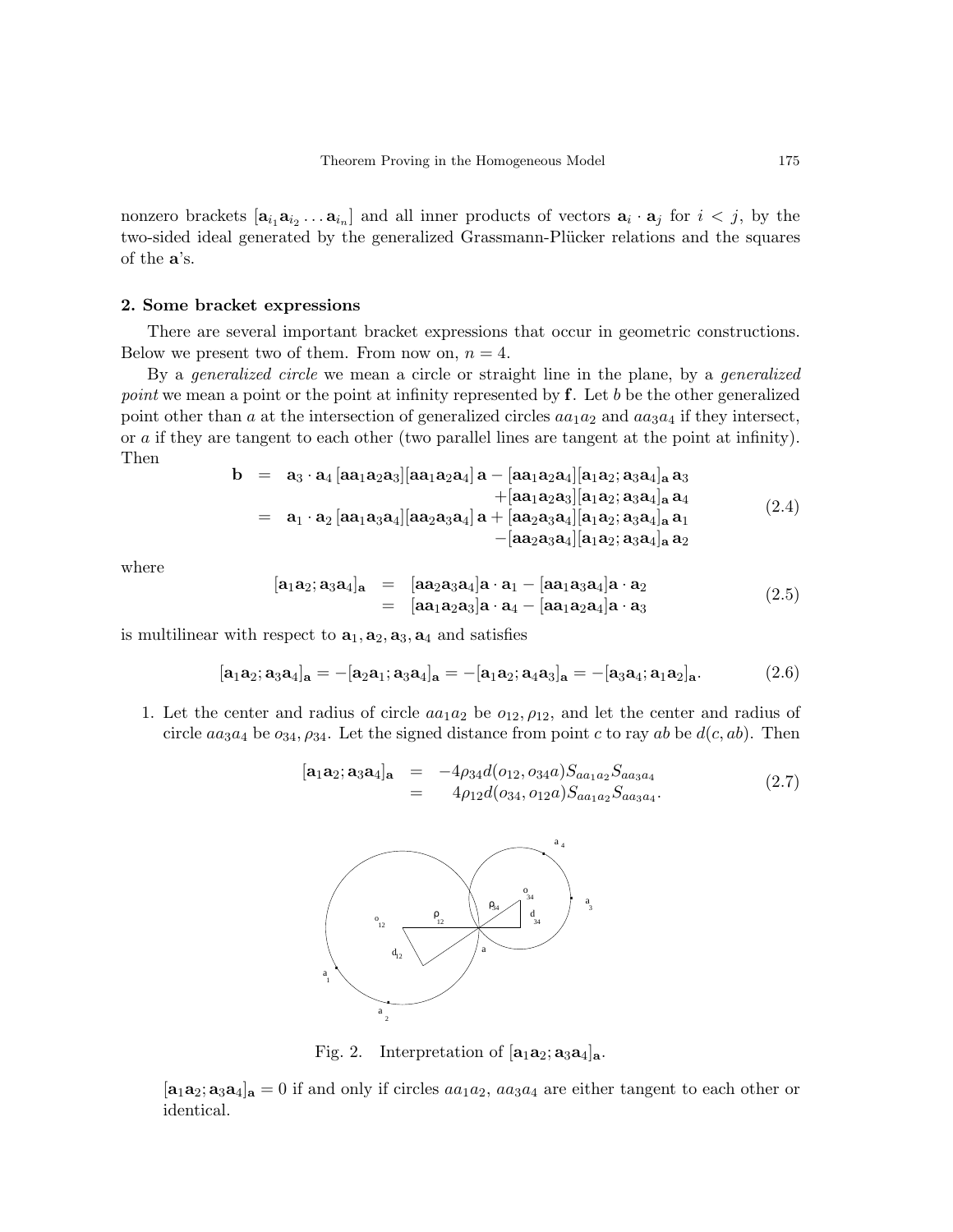nonzero brackets $[\mathbf{a}_{i_1}\mathbf{a}_{i_2}\ldots\mathbf{a}_{i_n}]$ and all inner products of vectors $\mathbf{a}_i \cdot \mathbf{a}_j$ for $i < j$, by the two-sided ideal generated by the generalized Grassmann-Plücker relations and the squares of the $\mathbf{a}$'s.

## 2. Some bracket expressions

There are several important bracket expressions that occur in geometric constructions. Below we present two of them. From now on, $n = 4$.

By a *generalized circle* we mean a circle or straight line in the plane, by a *generalized point* we mean a point or the point at infinity represented by $\mathbf{f}$. Let $b$ be the other generalized point other than $a$ at the intersection of generalized circles $aa_1a_2$ and $aa_3a_4$ if they intersect, or $a$ if they are tangent to each other (two parallel lines are tangent at the point at infinity). Then

$$
\begin{aligned}
\mathbf{b} &= \mathbf{a}_3 \cdot \mathbf{a}_4\,[\mathbf{a}\mathbf{a}_1\mathbf{a}_2\mathbf{a}_3][\mathbf{a}\mathbf{a}_1\mathbf{a}_2\mathbf{a}_4]\,\mathbf{a} - [\mathbf{a}\mathbf{a}_1\mathbf{a}_2\mathbf{a}_4][\mathbf{a}_1\mathbf{a}_2;\mathbf{a}_3\mathbf{a}_4]_{\mathbf{a}}\,\mathbf{a}_3 \\
&\qquad + [\mathbf{a}\mathbf{a}_1\mathbf{a}_2\mathbf{a}_3][\mathbf{a}_1\mathbf{a}_2;\mathbf{a}_3\mathbf{a}_4]_{\mathbf{a}}\,\mathbf{a}_4 \\
&= \mathbf{a}_1 \cdot \mathbf{a}_2\,[\mathbf{a}\mathbf{a}_1\mathbf{a}_3\mathbf{a}_4][\mathbf{a}\mathbf{a}_2\mathbf{a}_3\mathbf{a}_4]\,\mathbf{a} + [\mathbf{a}\mathbf{a}_2\mathbf{a}_3\mathbf{a}_4][\mathbf{a}_1\mathbf{a}_2;\mathbf{a}_3\mathbf{a}_4]_{\mathbf{a}}\,\mathbf{a}_1 \\
&\qquad - [\mathbf{a}\mathbf{a}_2\mathbf{a}_3\mathbf{a}_4][\mathbf{a}_1\mathbf{a}_2;\mathbf{a}_3\mathbf{a}_4]_{\mathbf{a}}\,\mathbf{a}_2
\end{aligned}
\tag{2.4}
$$

where

$$
\begin{aligned}
[\mathbf{a}_1\mathbf{a}_2;\mathbf{a}_3\mathbf{a}_4]_{\mathbf{a}} &= [\mathbf{a}\mathbf{a}_2\mathbf{a}_3\mathbf{a}_4]\mathbf{a}\cdot\mathbf{a}_1 - [\mathbf{a}\mathbf{a}_1\mathbf{a}_3\mathbf{a}_4]\mathbf{a}\cdot\mathbf{a}_2 \\
&= [\mathbf{a}\mathbf{a}_1\mathbf{a}_2\mathbf{a}_3]\mathbf{a}\cdot\mathbf{a}_4 - [\mathbf{a}\mathbf{a}_1\mathbf{a}_2\mathbf{a}_4]\mathbf{a}\cdot\mathbf{a}_3
\end{aligned}
\tag{2.5}
$$

is multilinear with respect to $\mathbf{a}_1, \mathbf{a}_2, \mathbf{a}_3, \mathbf{a}_4$ and satisfies

$$
[\mathbf{a}_1\mathbf{a}_2;\mathbf{a}_3\mathbf{a}_4]_{\mathbf{a}} = -[\mathbf{a}_2\mathbf{a}_1;\mathbf{a}_3\mathbf{a}_4]_{\mathbf{a}} = -[\mathbf{a}_1\mathbf{a}_2;\mathbf{a}_4\mathbf{a}_3]_{\mathbf{a}} = -[\mathbf{a}_3\mathbf{a}_4;\mathbf{a}_1\mathbf{a}_2]_{\mathbf{a}}. \tag{2.6}
$$

1. Let the center and radius of circle $aa_1a_2$ be $o_{12}, \rho_{12}$, and let the center and radius of circle $aa_3a_4$ be $o_{34}, \rho_{34}$. Let the signed distance from point $c$ to ray $ab$ be $d(c, ab)$. Then

$$
\begin{aligned}
[\mathbf{a}_1\mathbf{a}_2;\mathbf{a}_3\mathbf{a}_4]_{\mathbf{a}} &= -4\rho_{34} d(o_{12}, o_{34}a) S_{aa_1a_2} S_{aa_3a_4} \\
&= \quad 4\rho_{12} d(o_{34}, o_{12}a) S_{aa_1a_2} S_{aa_3a_4}.
\end{aligned}
\tag{2.7}
$$

Fig. 2. Interpretation of $[\mathbf{a}_1\mathbf{a}_2;\mathbf{a}_3\mathbf{a}_4]_{\mathbf{a}}$.

$[\mathbf{a}_1\mathbf{a}_2;\mathbf{a}_3\mathbf{a}_4]_{\mathbf{a}} = 0$ if and only if circles $aa_1a_2$, $aa_3a_4$ are either tangent to each other or identical.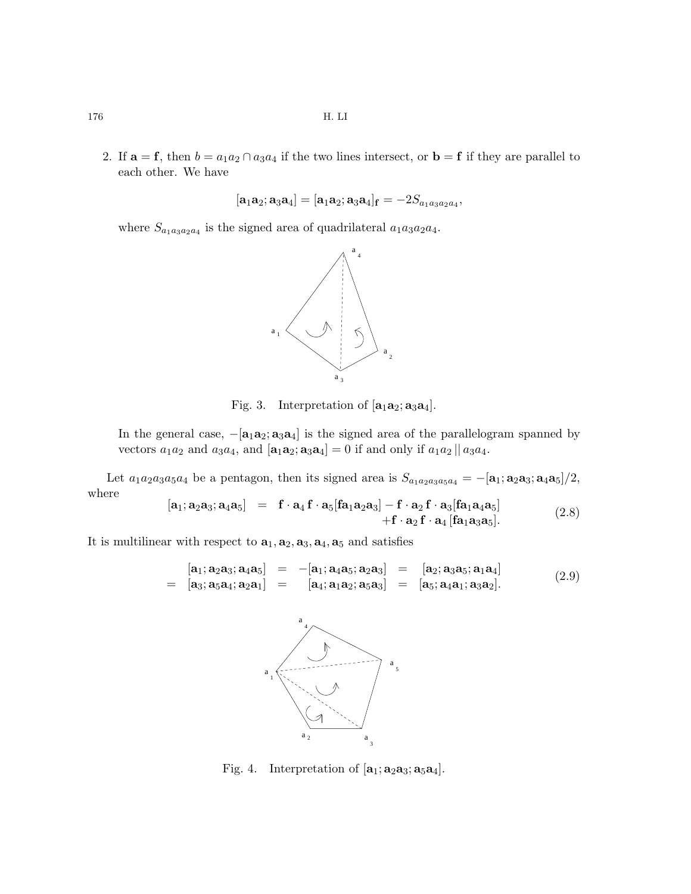2. If $\mathbf{a} = \mathbf{f}$, then $b = a_1a_2 \cap a_3a_4$ if the two lines intersect, or $\mathbf{b} = \mathbf{f}$ if they are parallel to each other. We have

$$[\mathbf{a}_1\mathbf{a}_2; \mathbf{a}_3\mathbf{a}_4] = [\mathbf{a}_1\mathbf{a}_2; \mathbf{a}_3\mathbf{a}_4]_{\mathbf{f}} = -2S_{a_1a_3a_2a_4},$$

where $S_{a_1a_3a_2a_4}$ is the signed area of quadrilateral $a_1a_3a_2a_4$.

Fig. 3. Interpretation of $[\mathbf{a}_1\mathbf{a}_2; \mathbf{a}_3\mathbf{a}_4]$.

In the general case, $-[\mathbf{a}_1\mathbf{a}_2; \mathbf{a}_3\mathbf{a}_4]$ is the signed area of the parallelogram spanned by vectors $a_1a_2$ and $a_3a_4$, and $[\mathbf{a}_1\mathbf{a}_2; \mathbf{a}_3\mathbf{a}_4] = 0$ if and only if $a_1a_2 \,||\, a_3a_4$.

Let $a_1a_2a_3a_5a_4$ be a pentagon, then its signed area is $S_{a_1a_2a_3a_5a_4} = -[\mathbf{a}_1; \mathbf{a}_2\mathbf{a}_3; \mathbf{a}_4\mathbf{a}_5]/2$, where

$$\begin{array}{rcl}[\mathbf{a}_1; \mathbf{a}_2\mathbf{a}_3; \mathbf{a}_4\mathbf{a}_5] & = & \mathbf{f}\cdot\mathbf{a}_4\,\mathbf{f}\cdot\mathbf{a}_5[\mathbf{f}\mathbf{a}_1\mathbf{a}_2\mathbf{a}_3] - \mathbf{f}\cdot\mathbf{a}_2\,\mathbf{f}\cdot\mathbf{a}_3[\mathbf{f}\mathbf{a}_1\mathbf{a}_4\mathbf{a}_5] \\ & & +\mathbf{f}\cdot\mathbf{a}_2\,\mathbf{f}\cdot\mathbf{a}_4\,[\mathbf{f}\mathbf{a}_1\mathbf{a}_3\mathbf{a}_5].\end{array} \tag{2.8}$$

It is multilinear with respect to $\mathbf{a}_1, \mathbf{a}_2, \mathbf{a}_3, \mathbf{a}_4, \mathbf{a}_5$ and satisfies

$$\begin{array}{rcrcl} & [\mathbf{a}_1; \mathbf{a}_2\mathbf{a}_3; \mathbf{a}_4\mathbf{a}_5] & = & -[\mathbf{a}_1; \mathbf{a}_4\mathbf{a}_5; \mathbf{a}_2\mathbf{a}_3] & = & [\mathbf{a}_2; \mathbf{a}_3\mathbf{a}_5; \mathbf{a}_1\mathbf{a}_4] \\ = & [\mathbf{a}_3; \mathbf{a}_5\mathbf{a}_4; \mathbf{a}_2\mathbf{a}_1] & = & [\mathbf{a}_4; \mathbf{a}_1\mathbf{a}_2; \mathbf{a}_5\mathbf{a}_3] & = & [\mathbf{a}_5; \mathbf{a}_4\mathbf{a}_1; \mathbf{a}_3\mathbf{a}_2].\end{array} \tag{2.9}$$

Fig. 4. Interpretation of $[\mathbf{a}_1; \mathbf{a}_2\mathbf{a}_3; \mathbf{a}_5\mathbf{a}_4]$.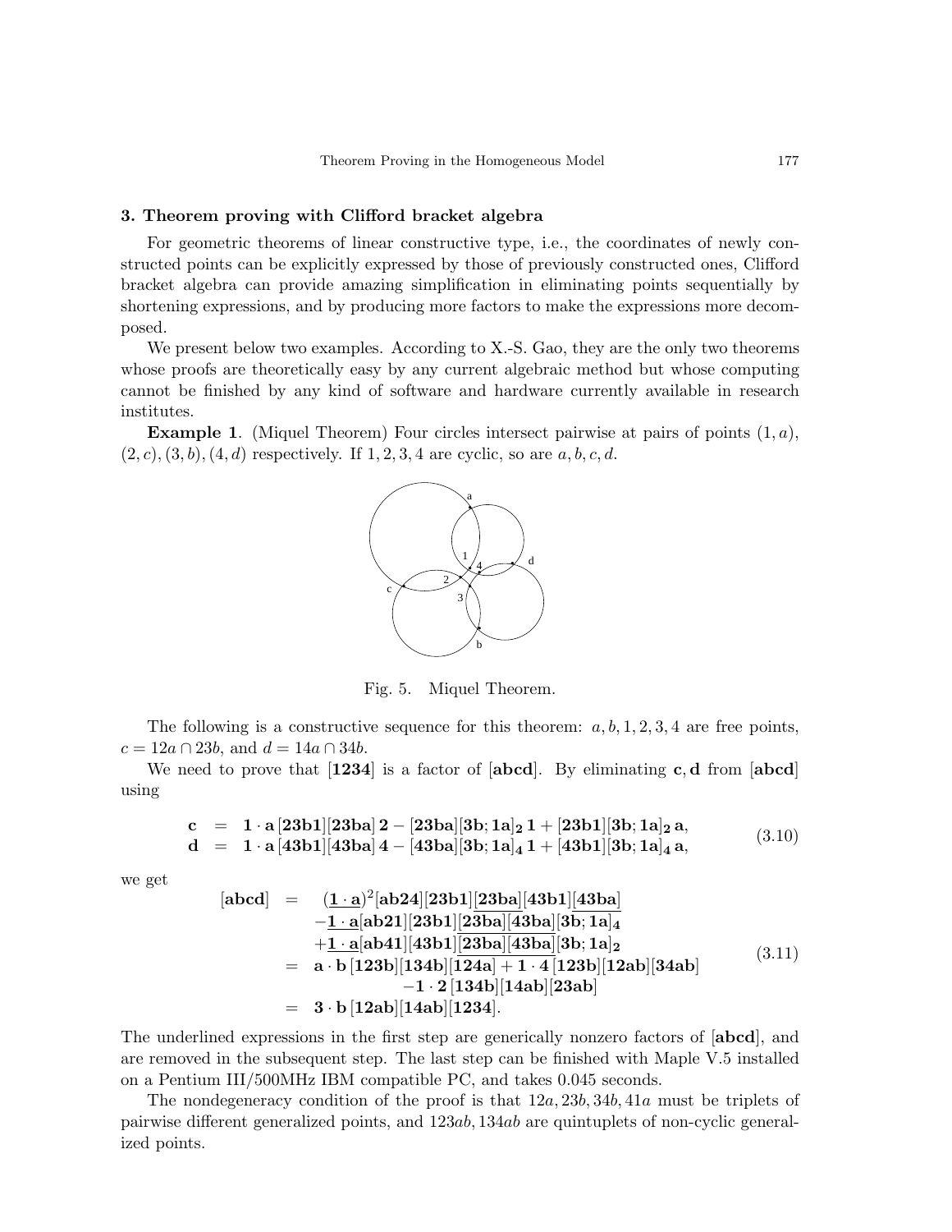## 3. Theorem proving with Clifford bracket algebra

For geometric theorems of linear constructive type, i.e., the coordinates of newly constructed points can be explicitly expressed by those of previously constructed ones, Clifford bracket algebra can provide amazing simplification in eliminating points sequentially by shortening expressions, and by producing more factors to make the expressions more decomposed.

We present below two examples. According to X.-S. Gao, they are the only two theorems whose proofs are theoretically easy by any current algebraic method but whose computing cannot be finished by any kind of software and hardware currently available in research institutes.

**Example 1**. (Miquel Theorem) Four circles intersect pairwise at pairs of points $(1, a)$, $(2, c), (3, b), (4, d)$ respectively. If $1, 2, 3, 4$ are cyclic, so are $a, b, c, d$.

Fig. 5. Miquel Theorem.

The following is a constructive sequence for this theorem: $a, b, 1, 2, 3, 4$ are free points, $c = 12a \cap 23b$, and $d = 14a \cap 34b$.

We need to prove that $[\mathbf{1234}]$ is a factor of $[\mathbf{abcd}]$. By eliminating $\mathbf{c}, \mathbf{d}$ from $[\mathbf{abcd}]$ using

$$
\begin{array}{rcl}
\mathbf{c} & = & \mathbf{1 \cdot a}\,[\mathbf{23b1}][\mathbf{23ba}]\,\mathbf{2} - [\mathbf{23ba}][\mathbf{3b;1a}]_{\mathbf{2}}\,\mathbf{1} + [\mathbf{23b1}][\mathbf{3b;1a}]_{\mathbf{2}}\,\mathbf{a}, \\
\mathbf{d} & = & \mathbf{1 \cdot a}\,[\mathbf{43b1}][\mathbf{43ba}]\,\mathbf{4} - [\mathbf{43ba}][\mathbf{3b;1a}]_{\mathbf{4}}\,\mathbf{1} + [\mathbf{43b1}][\mathbf{3b;1a}]_{\mathbf{4}}\,\mathbf{a},
\end{array}
\tag{3.10}
$$

we get

$$
\begin{array}{rcl}
[\mathbf{abcd}] & = & (\underline{\mathbf{1 \cdot a}})^2[\mathbf{ab24}][\mathbf{23b1}][\mathbf{23ba}][\mathbf{43b1}][\mathbf{43ba}] \\
& & -\underline{\mathbf{1 \cdot a}}[\mathbf{ab21}][\mathbf{23b1}][\mathbf{23ba}][\mathbf{43ba}][\mathbf{3b;1a}]_{\mathbf{4}} \\
& & +\underline{\mathbf{1 \cdot a}}[\mathbf{ab41}][\mathbf{43b1}][\mathbf{23ba}][\mathbf{43ba}][\mathbf{3b;1a}]_{\mathbf{2}} \\
& = & \mathbf{a \cdot b}\,[\mathbf{123b}][\mathbf{134b}][\mathbf{124a}] + \mathbf{1 \cdot 4}\,[\mathbf{123b}][\mathbf{12ab}][\mathbf{34ab}] \\
& & -\mathbf{1 \cdot 2}\,[\mathbf{134b}][\mathbf{14ab}][\mathbf{23ab}] \\
& = & \mathbf{3 \cdot b}\,[\mathbf{12ab}][\mathbf{14ab}][\mathbf{1234}].
\end{array}
\tag{3.11}
$$

The underlined expressions in the first step are generically nonzero factors of $[\mathbf{abcd}]$, and are removed in the subsequent step. The last step can be finished with Maple V.5 installed on a Pentium III/500MHz IBM compatible PC, and takes 0.045 seconds.

The nondegeneracy condition of the proof is that $12a, 23b, 34b, 41a$ must be triplets of pairwise different generalized points, and $123ab, 134ab$ are quintuplets of non-cyclic generalized points.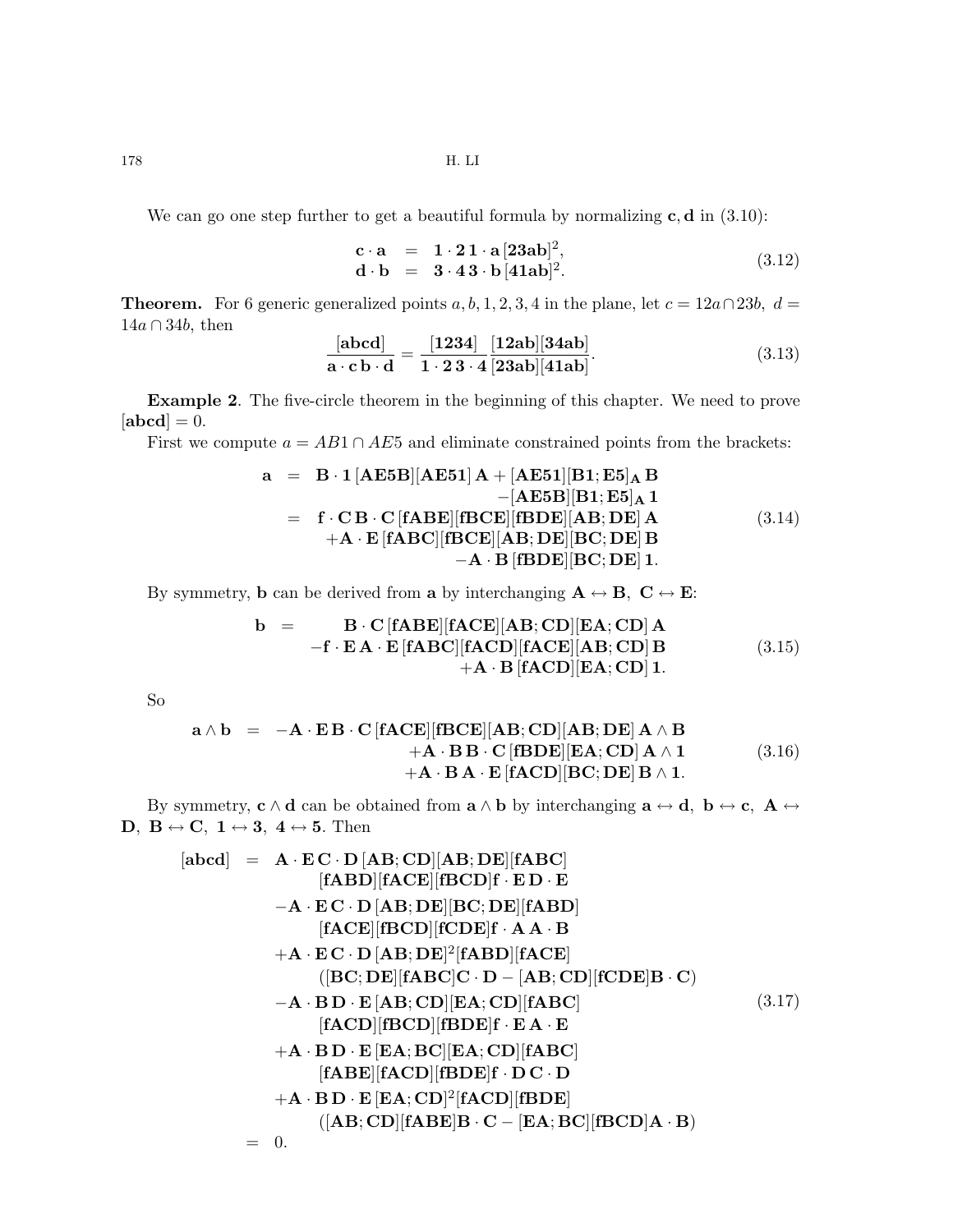We can go one step further to get a beautiful formula by normalizing $\mathbf{c}, \mathbf{d}$ in (3.10):

$$
\begin{array}{rcl}
\mathbf{c} \cdot \mathbf{a} & = & \mathbf{1} \cdot \mathbf{2}\, \mathbf{1} \cdot \mathbf{a}\, [\mathbf{23ab}]^2, \\
\mathbf{d} \cdot \mathbf{b} & = & \mathbf{3} \cdot \mathbf{4}\, \mathbf{3} \cdot \mathbf{b}\, [\mathbf{41ab}]^2.
\end{array} \tag{3.12}
$$

**Theorem.** For 6 generic generalized points $a, b, 1, 2, 3, 4$ in the plane, let $c = 12a \cap 23b,\ d = 14a \cap 34b$, then

$$
\frac{[\mathbf{abcd}]}{\mathbf{a} \cdot \mathbf{c}\, \mathbf{b} \cdot \mathbf{d}} = \frac{[\mathbf{1234}]}{\mathbf{1} \cdot \mathbf{2}\, \mathbf{3} \cdot \mathbf{4}} \frac{[\mathbf{12ab}][\mathbf{34ab}]}{[\mathbf{23ab}][\mathbf{41ab}]}. \tag{3.13}
$$

**Example 2**. The five-circle theorem in the beginning of this chapter. We need to prove $[\mathbf{abcd}] = 0$.

First we compute $a = AB1 \cap AE5$ and eliminate constrained points from the brackets:

$$
\begin{array}{rcl}
\mathbf{a} & = & \mathbf{B} \cdot \mathbf{1}\, [\mathbf{AE5B}][\mathbf{AE51}]\, \mathbf{A} + [\mathbf{AE51}][\mathbf{B1}; \mathbf{E5}]_{\mathbf{A}}\, \mathbf{B} \\
& & \qquad - [\mathbf{AE5B}][\mathbf{B1}; \mathbf{E5}]_{\mathbf{A}}\, \mathbf{1} \\
& = & \mathbf{f} \cdot \mathbf{C}\, \mathbf{B} \cdot \mathbf{C}\, [\mathbf{fABE}][\mathbf{fBCE}][\mathbf{fBDE}][\mathbf{AB}; \mathbf{DE}]\, \mathbf{A} \\
& & \quad + \mathbf{A} \cdot \mathbf{E}\, [\mathbf{fABC}][\mathbf{fBCE}][\mathbf{AB}; \mathbf{DE}][\mathbf{BC}; \mathbf{DE}]\, \mathbf{B} \\
& & \qquad - \mathbf{A} \cdot \mathbf{B}\, [\mathbf{fBDE}][\mathbf{BC}; \mathbf{DE}]\, \mathbf{1}.
\end{array} \tag{3.14}
$$

By symmetry, $\mathbf{b}$ can be derived from $\mathbf{a}$ by interchanging $\mathbf{A} \leftrightarrow \mathbf{B},\ \mathbf{C} \leftrightarrow \mathbf{E}$:

$$
\begin{array}{rcl}
\mathbf{b} & = & \mathbf{B} \cdot \mathbf{C}\, [\mathbf{fABE}][\mathbf{fACE}][\mathbf{AB}; \mathbf{CD}][\mathbf{EA}; \mathbf{CD}]\, \mathbf{A} \\
& & - \mathbf{f} \cdot \mathbf{E}\, \mathbf{A} \cdot \mathbf{E}\, [\mathbf{fABC}][\mathbf{fACD}][\mathbf{fACE}][\mathbf{AB}; \mathbf{CD}]\, \mathbf{B} \\
& & \qquad + \mathbf{A} \cdot \mathbf{B}\, [\mathbf{fACD}][\mathbf{EA}; \mathbf{CD}]\, \mathbf{1}.
\end{array} \tag{3.15}
$$

So

$$
\begin{array}{rcl}
\mathbf{a} \wedge \mathbf{b} & = & -\mathbf{A} \cdot \mathbf{E}\, \mathbf{B} \cdot \mathbf{C}\, [\mathbf{fACE}][\mathbf{fBCE}][\mathbf{AB}; \mathbf{CD}][\mathbf{AB}; \mathbf{DE}]\, \mathbf{A} \wedge \mathbf{B} \\
& & \quad + \mathbf{A} \cdot \mathbf{B}\, \mathbf{B} \cdot \mathbf{C}\, [\mathbf{fBDE}][\mathbf{EA}; \mathbf{CD}]\, \mathbf{A} \wedge \mathbf{1} \\
& & \quad + \mathbf{A} \cdot \mathbf{B}\, \mathbf{A} \cdot \mathbf{E}\, [\mathbf{fACD}][\mathbf{BC}; \mathbf{DE}]\, \mathbf{B} \wedge \mathbf{1}.
\end{array} \tag{3.16}
$$

By symmetry, $\mathbf{c} \wedge \mathbf{d}$ can be obtained from $\mathbf{a} \wedge \mathbf{b}$ by interchanging $\mathbf{a} \leftrightarrow \mathbf{d},\ \mathbf{b} \leftrightarrow \mathbf{c},\ \mathbf{A} \leftrightarrow \mathbf{D},\ \mathbf{B} \leftrightarrow \mathbf{C},\ \mathbf{1} \leftrightarrow \mathbf{3},\ \mathbf{4} \leftrightarrow \mathbf{5}$. Then

$$
\begin{array}{rcl}
[\mathbf{abcd}] & = & \mathbf{A} \cdot \mathbf{E}\, \mathbf{C} \cdot \mathbf{D}\, [\mathbf{AB}; \mathbf{CD}][\mathbf{AB}; \mathbf{DE}][\mathbf{fABC}] \\
& & \qquad [\mathbf{fABD}][\mathbf{fACE}][\mathbf{fBCD}]\mathbf{f} \cdot \mathbf{E}\, \mathbf{D} \cdot \mathbf{E} \\
& & - \mathbf{A} \cdot \mathbf{E}\, \mathbf{C} \cdot \mathbf{D}\, [\mathbf{AB}; \mathbf{DE}][\mathbf{BC}; \mathbf{DE}][\mathbf{fABD}] \\
& & \qquad [\mathbf{fACE}][\mathbf{fBCD}][\mathbf{fCDE}]\mathbf{f} \cdot \mathbf{A}\, \mathbf{A} \cdot \mathbf{B} \\
& & + \mathbf{A} \cdot \mathbf{E}\, \mathbf{C} \cdot \mathbf{D}\, [\mathbf{AB}; \mathbf{DE}]^2 [\mathbf{fABD}][\mathbf{fACE}] \\
& & \qquad ([\mathbf{BC}; \mathbf{DE}][\mathbf{fABC}]\mathbf{C} \cdot \mathbf{D} - [\mathbf{AB}; \mathbf{CD}][\mathbf{fCDE}]\mathbf{B} \cdot \mathbf{C}) \\
& & - \mathbf{A} \cdot \mathbf{B}\, \mathbf{D} \cdot \mathbf{E}\, [\mathbf{AB}; \mathbf{CD}][\mathbf{EA}; \mathbf{CD}][\mathbf{fABC}] \\
& & \qquad [\mathbf{fACD}][\mathbf{fBCD}][\mathbf{fBDE}]\mathbf{f} \cdot \mathbf{E}\, \mathbf{A} \cdot \mathbf{E} \\
& & + \mathbf{A} \cdot \mathbf{B}\, \mathbf{D} \cdot \mathbf{E}\, [\mathbf{EA}; \mathbf{BC}][\mathbf{EA}; \mathbf{CD}][\mathbf{fABC}] \\
& & \qquad [\mathbf{fABE}][\mathbf{fACD}][\mathbf{fBDE}]\mathbf{f} \cdot \mathbf{D}\, \mathbf{C} \cdot \mathbf{D} \\
& & + \mathbf{A} \cdot \mathbf{B}\, \mathbf{D} \cdot \mathbf{E}\, [\mathbf{EA}; \mathbf{CD}]^2 [\mathbf{fACD}][\mathbf{fBDE}] \\
& & \qquad ([\mathbf{AB}; \mathbf{CD}][\mathbf{fABE}]\mathbf{B} \cdot \mathbf{C} - [\mathbf{EA}; \mathbf{BC}][\mathbf{fBCD}]\mathbf{A} \cdot \mathbf{B}) \\
& = & 0.
\end{array} \tag{3.17}
$$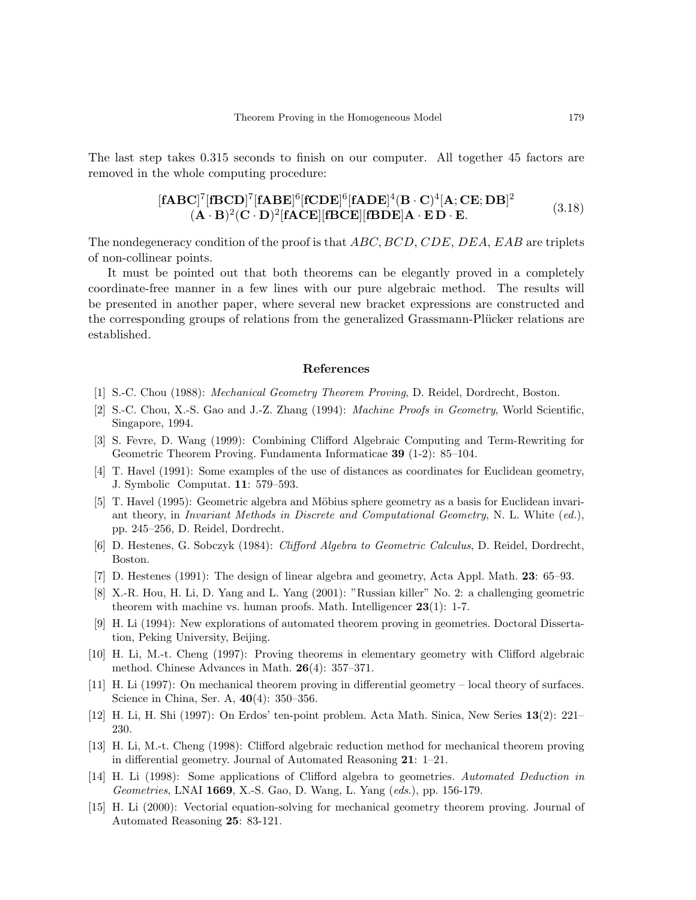The last step takes 0.315 seconds to finish on our computer. All together 45 factors are removed in the whole computing procedure:

$$
\begin{array}{c}
[\mathbf{fABC}]^7[\mathbf{fBCD}]^7[\mathbf{fABE}]^6[\mathbf{fCDE}]^6[\mathbf{fADE}]^4(\mathbf{B}\cdot\mathbf{C})^4[\mathbf{A};\mathbf{CE};\mathbf{DB}]^2 \\
(\mathbf{A}\cdot\mathbf{B})^2(\mathbf{C}\cdot\mathbf{D})^2[\mathbf{fACE}][\mathbf{fBCE}][\mathbf{fBDE}]\mathbf{A}\cdot\mathbf{E}\,\mathbf{D}\cdot\mathbf{E}.
\end{array}
\tag{3.18}
$$

The nondegeneracy condition of the proof is that $ABC$, $BCD$, $CDE$, $DEA$, $EAB$ are triplets of non-collinear points.

It must be pointed out that both theorems can be elegantly proved in a completely coordinate-free manner in a few lines with our pure algebraic method. The results will be presented in another paper, where several new bracket expressions are constructed and the corresponding groups of relations from the generalized Grassmann-Plücker relations are established.

## References

[1] S.-C. Chou (1988): *Mechanical Geometry Theorem Proving*, D. Reidel, Dordrecht, Boston.

[2] S.-C. Chou, X.-S. Gao and J.-Z. Zhang (1994): *Machine Proofs in Geometry*, World Scientific, Singapore, 1994.

[3] S. Fevre, D. Wang (1999): Combining Clifford Algebraic Computing and Term-Rewriting for Geometric Theorem Proving. Fundamenta Informaticae **39** (1-2): 85–104.

[4] T. Havel (1991): Some examples of the use of distances as coordinates for Euclidean geometry, J. Symbolic Computat. **11**: 579–593.

[5] T. Havel (1995): Geometric algebra and Möbius sphere geometry as a basis for Euclidean invariant theory, in *Invariant Methods in Discrete and Computational Geometry*, N. L. White (*ed.*), pp. 245–256, D. Reidel, Dordrecht.

[6] D. Hestenes, G. Sobczyk (1984): *Clifford Algebra to Geometric Calculus*, D. Reidel, Dordrecht, Boston.

[7] D. Hestenes (1991): The design of linear algebra and geometry, Acta Appl. Math. **23**: 65–93.

[8] X.-R. Hou, H. Li, D. Yang and L. Yang (2001): "Russian killer" No. 2: a challenging geometric theorem with machine vs. human proofs. Math. Intelligencer **23**(1): 1-7.

[9] H. Li (1994): New explorations of automated theorem proving in geometries. Doctoral Dissertation, Peking University, Beijing.

[10] H. Li, M.-t. Cheng (1997): Proving theorems in elementary geometry with Clifford algebraic method. Chinese Advances in Math. **26**(4): 357–371.

[11] H. Li (1997): On mechanical theorem proving in differential geometry – local theory of surfaces. Science in China, Ser. A, **40**(4): 350–356.

[12] H. Li, H. Shi (1997): On Erdos' ten-point problem. Acta Math. Sinica, New Series **13**(2): 221–230.

[13] H. Li, M.-t. Cheng (1998): Clifford algebraic reduction method for mechanical theorem proving in differential geometry. Journal of Automated Reasoning **21**: 1–21.

[14] H. Li (1998): Some applications of Clifford algebra to geometries. *Automated Deduction in Geometries*, LNAI **1669**, X.-S. Gao, D. Wang, L. Yang (*eds.*), pp. 156-179.

[15] H. Li (2000): Vectorial equation-solving for mechanical geometry theorem proving. Journal of Automated Reasoning **25**: 83-121.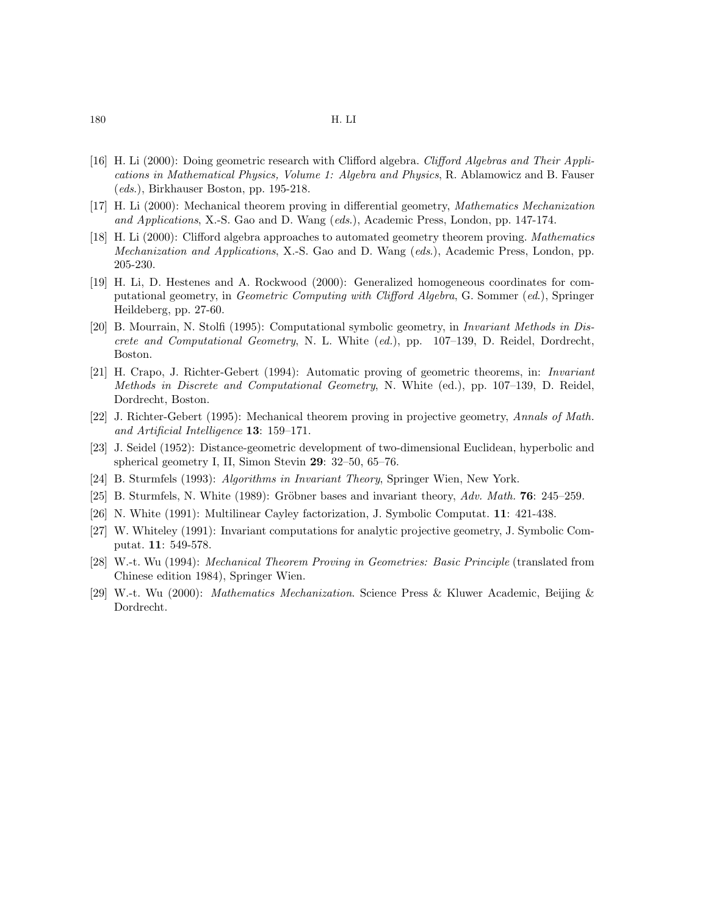[16] H. Li (2000): Doing geometric research with Clifford algebra. *Clifford Algebras and Their Applications in Mathematical Physics, Volume 1: Algebra and Physics*, R. Ablamowicz and B. Fauser (*eds.*), Birkhauser Boston, pp. 195-218.

[17] H. Li (2000): Mechanical theorem proving in differential geometry, *Mathematics Mechanization and Applications*, X.-S. Gao and D. Wang (*eds.*), Academic Press, London, pp. 147-174.

[18] H. Li (2000): Clifford algebra approaches to automated geometry theorem proving. *Mathematics Mechanization and Applications*, X.-S. Gao and D. Wang (*eds.*), Academic Press, London, pp. 205-230.

[19] H. Li, D. Hestenes and A. Rockwood (2000): Generalized homogeneous coordinates for computational geometry, in *Geometric Computing with Clifford Algebra*, G. Sommer (*ed.*), Springer Heildeberg, pp. 27-60.

[20] B. Mourrain, N. Stolfi (1995): Computational symbolic geometry, in *Invariant Methods in Discrete and Computational Geometry*, N. L. White (*ed.*), pp. 107–139, D. Reidel, Dordrecht, Boston.

[21] H. Crapo, J. Richter-Gebert (1994): Automatic proving of geometric theorems, in: *Invariant Methods in Discrete and Computational Geometry*, N. White (ed.), pp. 107–139, D. Reidel, Dordrecht, Boston.

[22] J. Richter-Gebert (1995): Mechanical theorem proving in projective geometry, *Annals of Math. and Artificial Intelligence* **13**: 159–171.

[23] J. Seidel (1952): Distance-geometric development of two-dimensional Euclidean, hyperbolic and spherical geometry I, II, Simon Stevin **29**: 32–50, 65–76.

[24] B. Sturmfels (1993): *Algorithms in Invariant Theory*, Springer Wien, New York.

[25] B. Sturmfels, N. White (1989): Gröbner bases and invariant theory, *Adv. Math.* **76**: 245–259.

[26] N. White (1991): Multilinear Cayley factorization, J. Symbolic Computat. **11**: 421-438.

[27] W. Whiteley (1991): Invariant computations for analytic projective geometry, J. Symbolic Computat. **11**: 549-578.

[28] W.-t. Wu (1994): *Mechanical Theorem Proving in Geometries: Basic Principle* (translated from Chinese edition 1984), Springer Wien.

[29] W.-t. Wu (2000): *Mathematics Mechanization*. Science Press & Kluwer Academic, Beijing & Dordrecht.